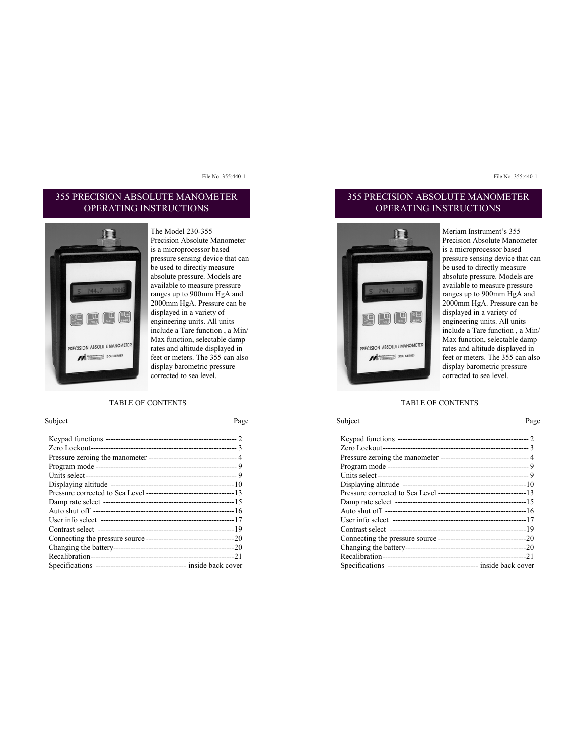# 355 PRECISION ABSOLUTE MANOMETER OPERATING INSTRUCTIONS

The Model 230-355 Precision Absolute Manometer is a microprocessor based pressure sensing device that can be used to directly measure absolute pressure. Models are available to measure pressure ranges up to 900mm HgA and 2000mm HgA. Pressure can be displayed in a variety of engineering units. All units include a Tare function , a Min/ Max function, selectable damp rates and altitude displayed in feet or meters. The 355 can also display barometric pressure corrected to sea level.

## TABLE OF CONTENTS

| Subject | Page |
|---|---|
| Keypad functions | 2 |
| Zero Lockout | 3 |
| Pressure zeroing the manometer | 4 |
| Program mode | 9 |
| Units select | 9 |
| Displaying altitude | 10 |
| Pressure corrected to Sea Level | 13 |
| Damp rate select | 15 |
| Auto shut off | 16 |
| User info select | 17 |
| Contrast select | 19 |
| Connecting the pressure source | 20 |
| Changing the battery | 20 |
| Recalibration | 21 |
| Specifications | inside back cover |

# 355 PRECISION ABSOLUTE MANOMETER OPERATING INSTRUCTIONS

Meriam Instrument's 355 Precision Absolute Manometer is a microprocessor based pressure sensing device that can be used to directly measure absolute pressure. Models are available to measure pressure ranges up to 900mm HgA and 2000mm HgA. Pressure can be displayed in a variety of engineering units. All units include a Tare function , a Min/ Max function, selectable damp rates and altitude displayed in feet or meters. The 355 can also display barometric pressure corrected to sea level.

## TABLE OF CONTENTS

| Subject | Page |
|---|---|
| Keypad functions | 2 |
| Zero Lockout | 3 |
| Pressure zeroing the manometer | 4 |
| Program mode | 9 |
| Units select | 9 |
| Displaying altitude | 10 |
| Pressure corrected to Sea Level | 13 |
| Damp rate select | 15 |
| Auto shut off | 16 |
| User info select | 17 |
| Contrast select | 19 |
| Connecting the pressure source | 20 |
| Changing the battery | 20 |
| Recalibration | 21 |
| Specifications | inside back cover |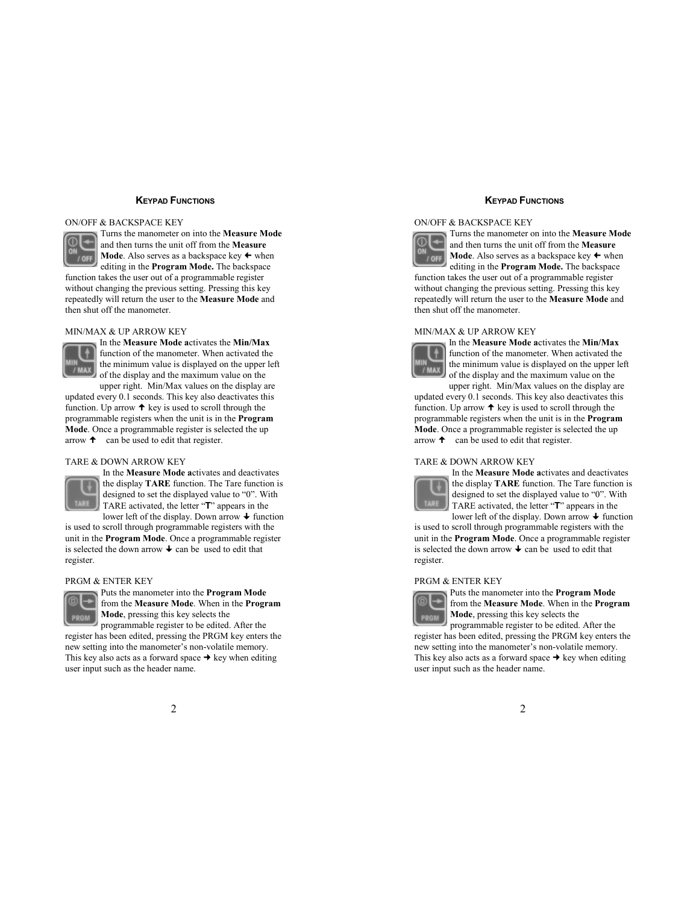## KEYPAD FUNCTIONS

ON/OFF & BACKSPACE KEY

Turns the manometer on into the **Measure Mode** and then turns the unit off from the **Measure Mode**. Also serves as a backspace key ← when editing in the **Program Mode.** The backspace function takes the user out of a programmable register without changing the previous setting. Pressing this key repeatedly will return the user to the **Measure Mode** and then shut off the manometer.

MIN/MAX & UP ARROW KEY

In the **Measure Mode a**ctivates the **Min/Max** function of the manometer. When activated the the minimum value is displayed on the upper left of the display and the maximum value on the upper right. Min/Max values on the display are updated every 0.1 seconds. This key also deactivates this function. Up arrow ↑ key is used to scroll through the programmable registers when the unit is in the **Program Mode**. Once a programmable register is selected the up arrow ↑ can be used to edit that register.

TARE & DOWN ARROW KEY

In the **Measure Mode a**ctivates and deactivates the display **TARE** function. The Tare function is designed to set the displayed value to "0". With TARE activated, the letter "**T**" appears in the lower left of the display. Down arrow ↓ function is used to scroll through programmable registers with the unit in the **Program Mode**. Once a programmable register is selected the down arrow ↓ can be used to edit that register.

PRGM & ENTER KEY

Puts the manometer into the **Program Mode** from the **Measure Mode**. When in the **Program Mode**, pressing this key selects the programmable register to be edited. After the register has been edited, pressing the PRGM key enters the new setting into the manometer's non-volatile memory. This key also acts as a forward space → key when editing user input such as the header name.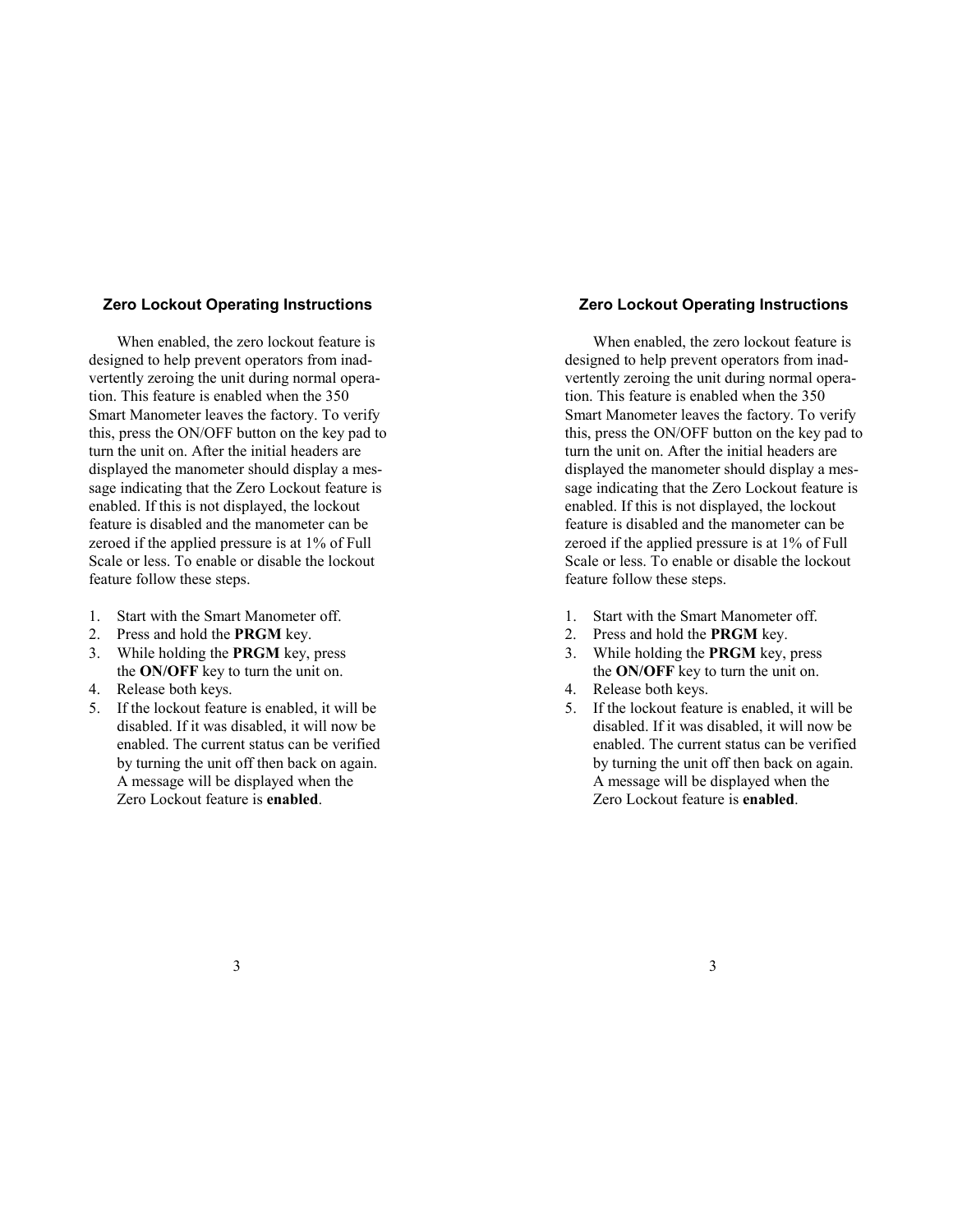## Zero Lockout Operating Instructions

When enabled, the zero lockout feature is designed to help prevent operators from inadvertently zeroing the unit during normal operation. This feature is enabled when the 350 Smart Manometer leaves the factory. To verify this, press the ON/OFF button on the key pad to turn the unit on. After the initial headers are displayed the manometer should display a message indicating that the Zero Lockout feature is enabled. If this is not displayed, the lockout feature is disabled and the manometer can be zeroed if the applied pressure is at 1% of Full Scale or less. To enable or disable the lockout feature follow these steps.

1. Start with the Smart Manometer off.
2. Press and hold the **PRGM** key.
3. While holding the **PRGM** key, press the **ON/OFF** key to turn the unit on.
4. Release both keys.
5. If the lockout feature is enabled, it will be disabled. If it was disabled, it will now be enabled. The current status can be verified by turning the unit off then back on again. A message will be displayed when the Zero Lockout feature is **enabled**.

## Zero Lockout Operating Instructions

When enabled, the zero lockout feature is designed to help prevent operators from inadvertently zeroing the unit during normal operation. This feature is enabled when the 350 Smart Manometer leaves the factory. To verify this, press the ON/OFF button on the key pad to turn the unit on. After the initial headers are displayed the manometer should display a message indicating that the Zero Lockout feature is enabled. If this is not displayed, the lockout feature is disabled and the manometer can be zeroed if the applied pressure is at 1% of Full Scale or less. To enable or disable the lockout feature follow these steps.

1. Start with the Smart Manometer off.
2. Press and hold the **PRGM** key.
3. While holding the **PRGM** key, press the **ON/OFF** key to turn the unit on.
4. Release both keys.
5. If the lockout feature is enabled, it will be disabled. If it was disabled, it will now be enabled. The current status can be verified by turning the unit off then back on again. A message will be displayed when the Zero Lockout feature is **enabled**.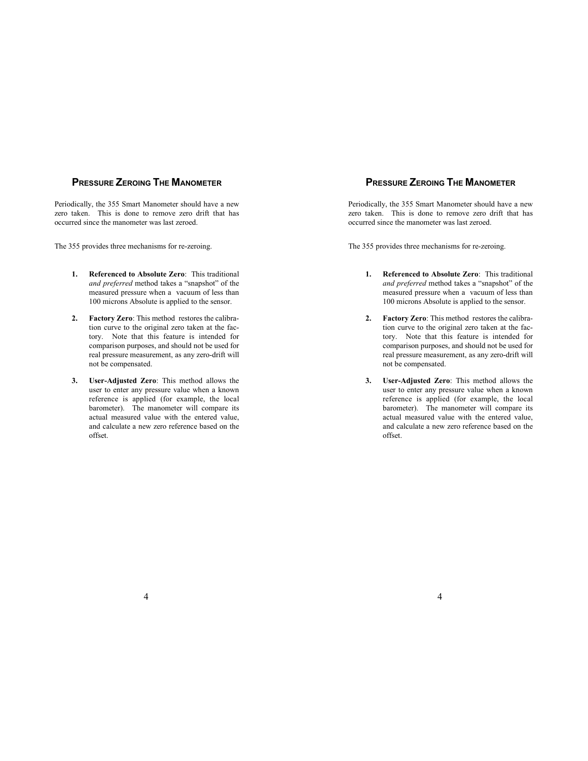## Pressure Zeroing The Manometer

Periodically, the 355 Smart Manometer should have a new zero taken. This is done to remove zero drift that has occurred since the manometer was last zeroed.

The 355 provides three mechanisms for re-zeroing.

1. **Referenced to Absolute Zero**: This traditional *and preferred* method takes a "snapshot" of the measured pressure when a vacuum of less than 100 microns Absolute is applied to the sensor.

2. **Factory Zero**: This method restores the calibration curve to the original zero taken at the factory. Note that this feature is intended for comparison purposes, and should not be used for real pressure measurement, as any zero-drift will not be compensated.

3. **User-Adjusted Zero**: This method allows the user to enter any pressure value when a known reference is applied (for example, the local barometer). The manometer will compare its actual measured value with the entered value, and calculate a new zero reference based on the offset.

## Pressure Zeroing The Manometer

Periodically, the 355 Smart Manometer should have a new zero taken. This is done to remove zero drift that has occurred since the manometer was last zeroed.

The 355 provides three mechanisms for re-zeroing.

1. **Referenced to Absolute Zero**: This traditional *and preferred* method takes a "snapshot" of the measured pressure when a vacuum of less than 100 microns Absolute is applied to the sensor.

2. **Factory Zero**: This method restores the calibration curve to the original zero taken at the factory. Note that this feature is intended for comparison purposes, and should not be used for real pressure measurement, as any zero-drift will not be compensated.

3. **User-Adjusted Zero**: This method allows the user to enter any pressure value when a known reference is applied (for example, the local barometer). The manometer will compare its actual measured value with the entered value, and calculate a new zero reference based on the offset.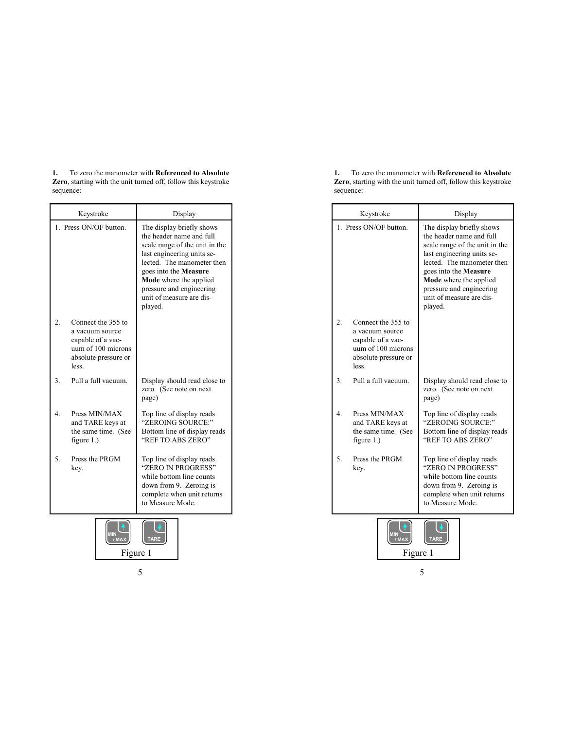**1.** To zero the manometer with **Referenced to Absolute Zero**, starting with the unit turned off, follow this keystroke sequence:

| Keystroke | Display |
|---|---|
| 1. Press ON/OF button. | The display briefly shows the header name and full scale range of the unit in the last engineering units selected. The manometer then goes into the **Measure Mode** where the applied pressure and engineering unit of measure are displayed. |
| 2. Connect the 355 to a vacuum source capable of a vacuum of 100 microns absolute pressure or less. | |
| 3. Pull a full vacuum. | Display should read close to zero. (See note on next page) |
| 4. Press MIN/MAX and TARE keys at the same time. (See figure 1.) | Top line of display reads "ZEROING SOURCE:" Bottom line of display reads "REF TO ABS ZERO" |
| 5. Press the PRGM key. | Top line of display reads "ZERO IN PROGRESS" while bottom line counts down from 9. Zeroing is complete when unit returns to Measure Mode. |

MIN / MAX TARE

Figure 1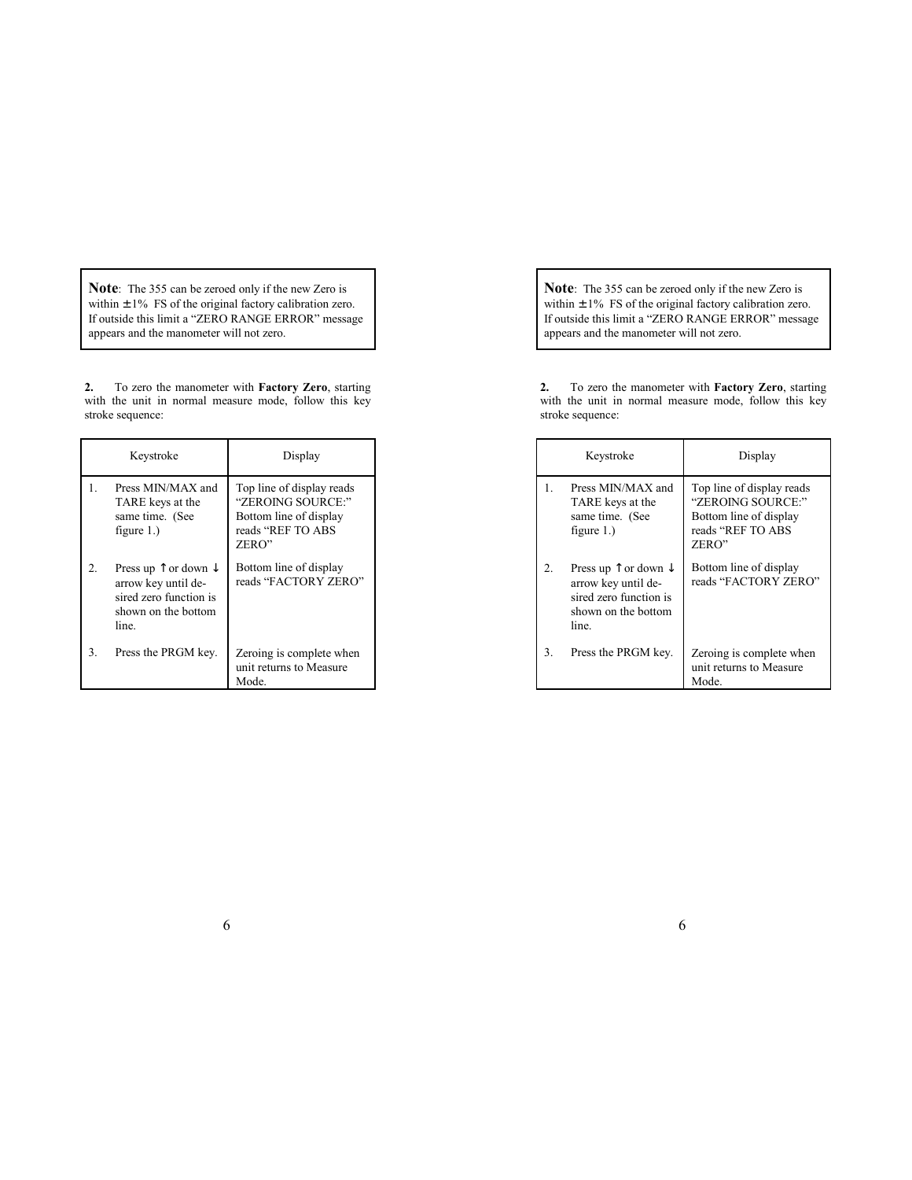> **Note**: The 355 can be zeroed only if the new Zero is within ±1% FS of the original factory calibration zero. If outside this limit a "ZERO RANGE ERROR" message appears and the manometer will not zero.

**2.** To zero the manometer with **Factory Zero**, starting with the unit in normal measure mode, follow this key stroke sequence:

| Keystroke | Display |
|---|---|
| 1. Press MIN/MAX and TARE keys at the same time. (See figure 1.) | Top line of display reads "ZEROING SOURCE:" Bottom line of display reads "REF TO ABS ZERO" |
| 2. Press up ↑ or down ↓ arrow key until desired zero function is shown on the bottom line. | Bottom line of display reads "FACTORY ZERO" |
| 3. Press the PRGM key. | Zeroing is complete when unit returns to Measure Mode. |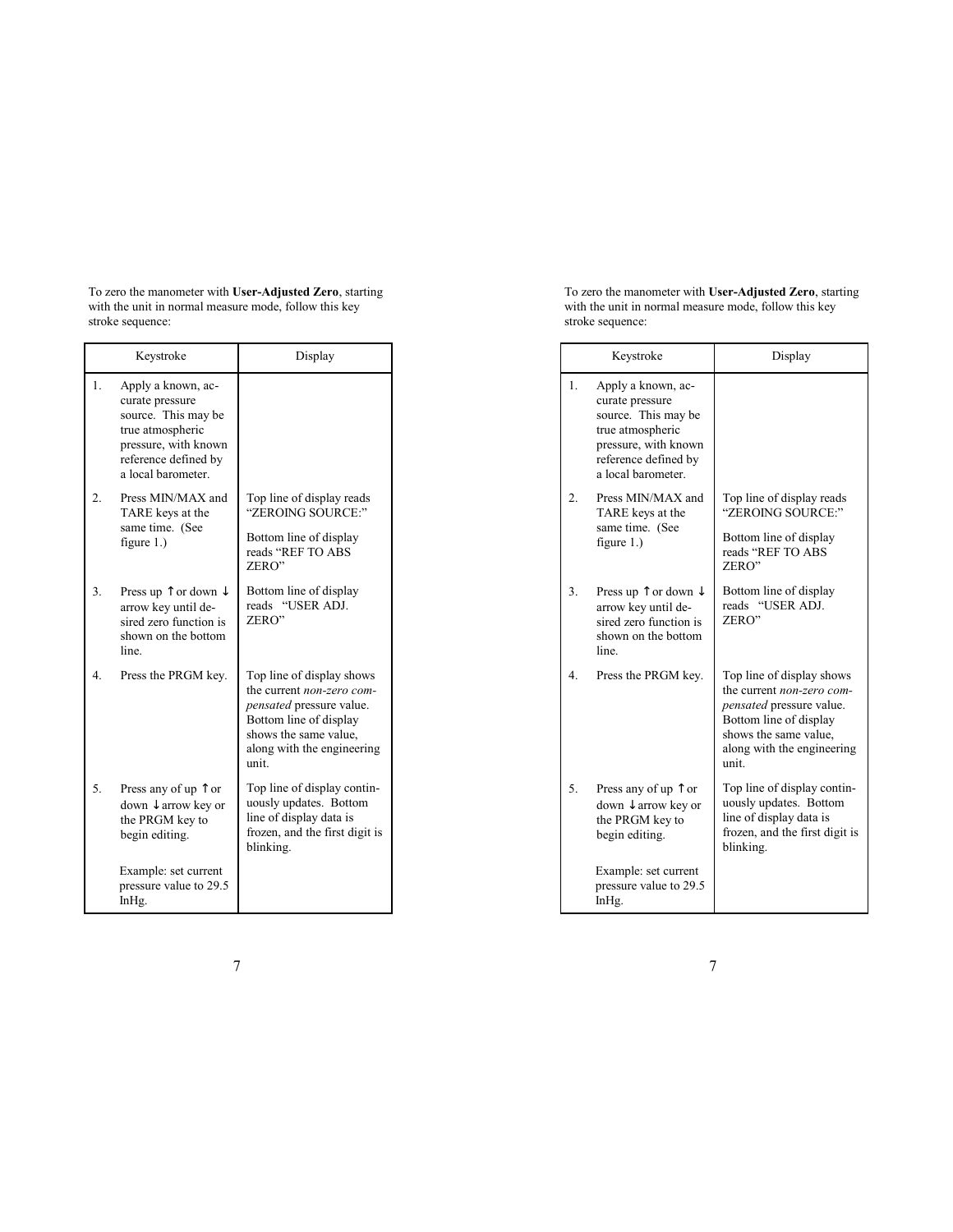To zero the manometer with **User-Adjusted Zero**, starting with the unit in normal measure mode, follow this key stroke sequence:

| Keystroke | Display |
|---|---|
| 1. Apply a known, accurate pressure source. This may be true atmospheric pressure, with known reference defined by a local barometer. | |
| 2. Press MIN/MAX and TARE keys at the same time. (See figure 1.) | Top line of display reads "ZEROING SOURCE:" Bottom line of display reads "REF TO ABS ZERO" |
| 3. Press up ↑ or down ↓ arrow key until desired zero function is shown on the bottom line. | Bottom line of display reads "USER ADJ. ZERO" |
| 4. Press the PRGM key. | Top line of display shows the current *non-zero compensated* pressure value. Bottom line of display shows the same value, along with the engineering unit. |
| 5. Press any of up ↑ or down ↓ arrow key or the PRGM key to begin editing. Example: set current pressure value to 29.5 InHg. | Top line of display continuously updates. Bottom line of display data is frozen, and the first digit is blinking. |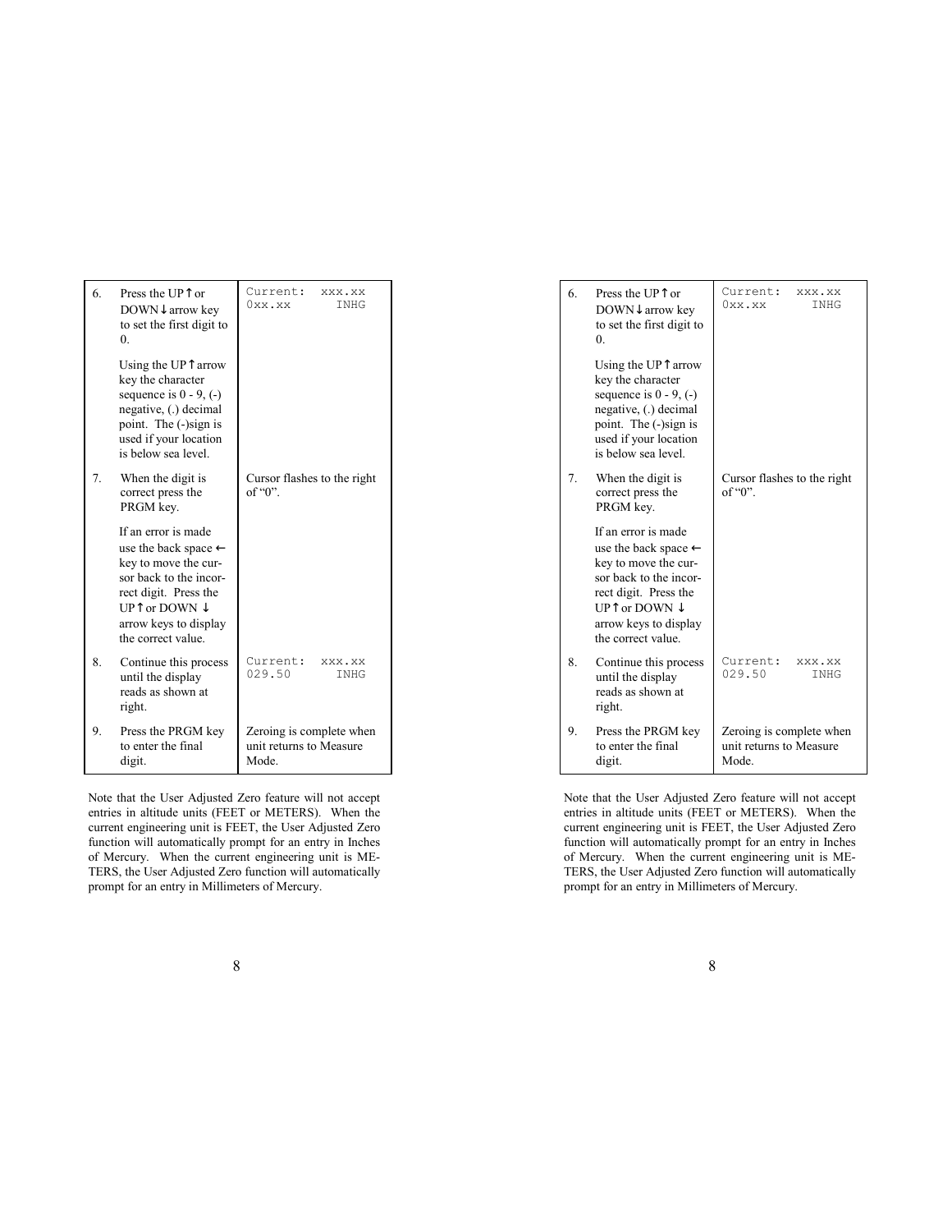| | | |
|---|---|---|
| 6. | Press the UP ↑ or DOWN ↓ arrow key to set the first digit to 0.<br><br>Using the UP ↑ arrow key the character sequence is 0 - 9, (-) negative, (.) decimal point. The (-)sign is used if your location is below sea level. | `Current: xxx.xx`<br>`0xx.xx INHG` |
| 7. | When the digit is correct press the PRGM key.<br><br>If an error is made use the back space ← key to move the cursor back to the incorrect digit. Press the UP ↑ or DOWN ↓ arrow keys to display the correct value. | Cursor flashes to the right of "0". |
| 8. | Continue this process until the display reads as shown at right. | `Current: xxx.xx`<br>`029.50 INHG` |
| 9. | Press the PRGM key to enter the final digit. | Zeroing is complete when unit returns to Measure Mode. |

Note that the User Adjusted Zero feature will not accept entries in altitude units (FEET or METERS). When the current engineering unit is FEET, the User Adjusted Zero function will automatically prompt for an entry in Inches of Mercury. When the current engineering unit is METERS, the User Adjusted Zero function will automatically prompt for an entry in Millimeters of Mercury.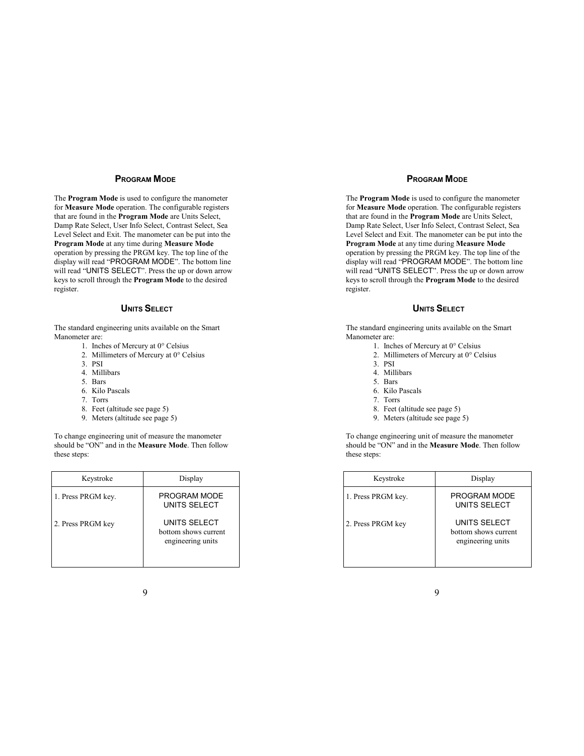## Program Mode

The **Program Mode** is used to configure the manometer for **Measure Mode** operation. The configurable registers that are found in the **Program Mode** are Units Select, Damp Rate Select, User Info Select, Contrast Select, Sea Level Select and Exit. The manometer can be put into the **Program Mode** at any time during **Measure Mode** operation by pressing the PRGM key. The top line of the display will read "PROGRAM MODE". The bottom line will read "UNITS SELECT". Press the up or down arrow keys to scroll through the **Program Mode** to the desired register.

## Units Select

The standard engineering units available on the Smart Manometer are:

1. Inches of Mercury at 0° Celsius
2. Millimeters of Mercury at 0° Celsius
3. PSI
4. Millibars
5. Bars
6. Kilo Pascals
7. Torrs
8. Feet (altitude see page 5)
9. Meters (altitude see page 5)

To change engineering unit of measure the manometer should be "ON" and in the **Measure Mode**. Then follow these steps:

| Keystroke | Display |
|---|---|
| 1. Press PRGM key. | PROGRAM MODE<br>UNITS SELECT |
| 2. Press PRGM key | UNITS SELECT<br>bottom shows current engineering units |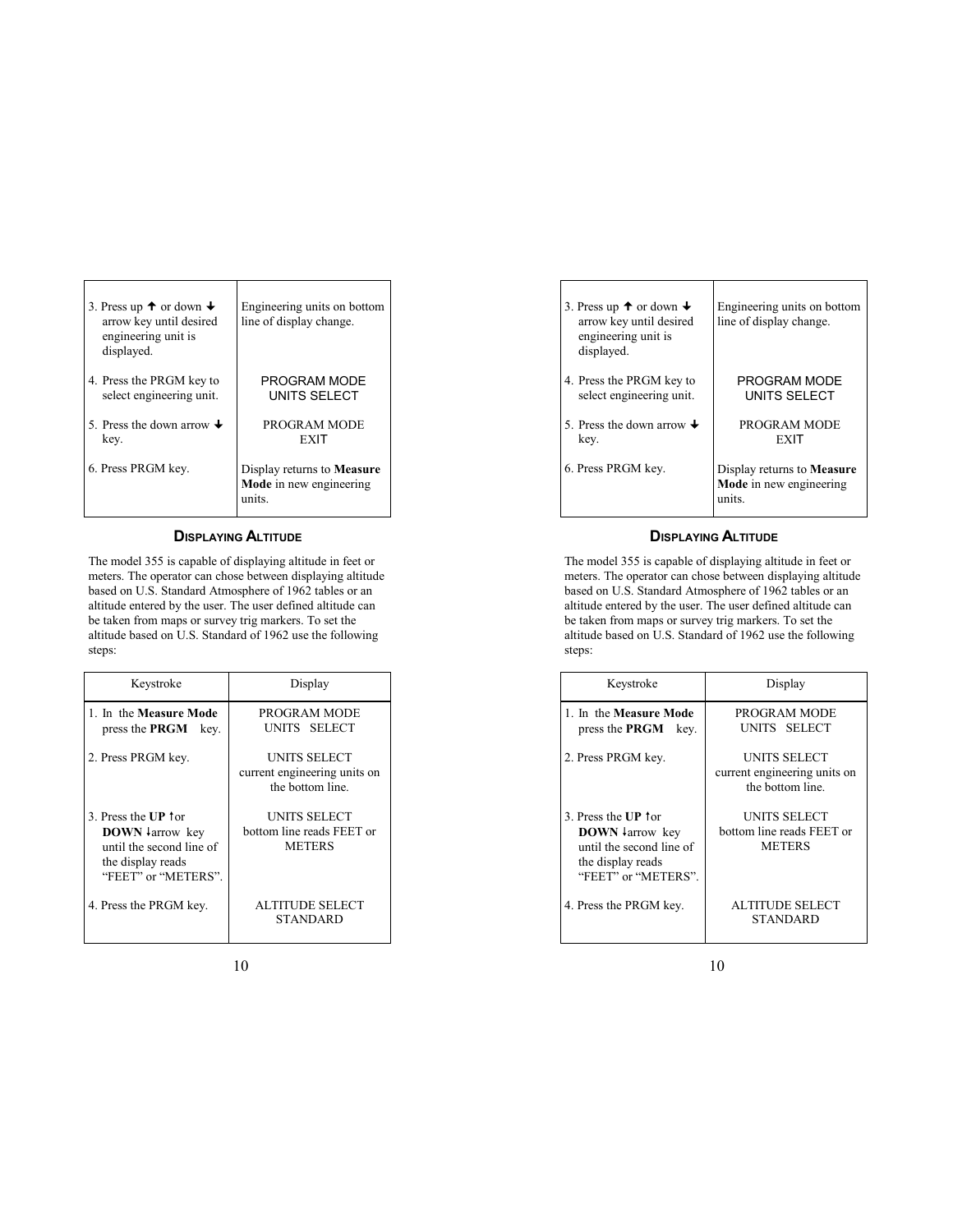| | |
|---|---|
| 3. Press up ↑ or down ↓ arrow key until desired engineering unit is displayed. | Engineering units on bottom line of display change. |
| 4. Press the PRGM key to select engineering unit. | PROGRAM MODE<br>UNITS SELECT |
| 5. Press the down arrow ↓ key. | PROGRAM MODE<br>EXIT |
| 6. Press PRGM key. | Display returns to **Measure Mode** in new engineering units. |

## Displaying Altitude

The model 355 is capable of displaying altitude in feet or meters. The operator can chose between displaying altitude based on U.S. Standard Atmosphere of 1962 tables or an altitude entered by the user. The user defined altitude can be taken from maps or survey trig markers. To set the altitude based on U.S. Standard of 1962 use the following steps:

| Keystroke | Display |
|---|---|
| 1. In the **Measure Mode** press the **PRGM** key. | PROGRAM MODE<br>UNITS SELECT |
| 2. Press PRGM key. | UNITS SELECT<br>current engineering units on the bottom line. |
| 3. Press the **UP** ↑or **DOWN** ↓arrow key until the second line of the display reads "FEET" or "METERS". | UNITS SELECT<br>bottom line reads FEET or METERS |
| 4. Press the PRGM key. | ALTITUDE SELECT<br>STANDARD |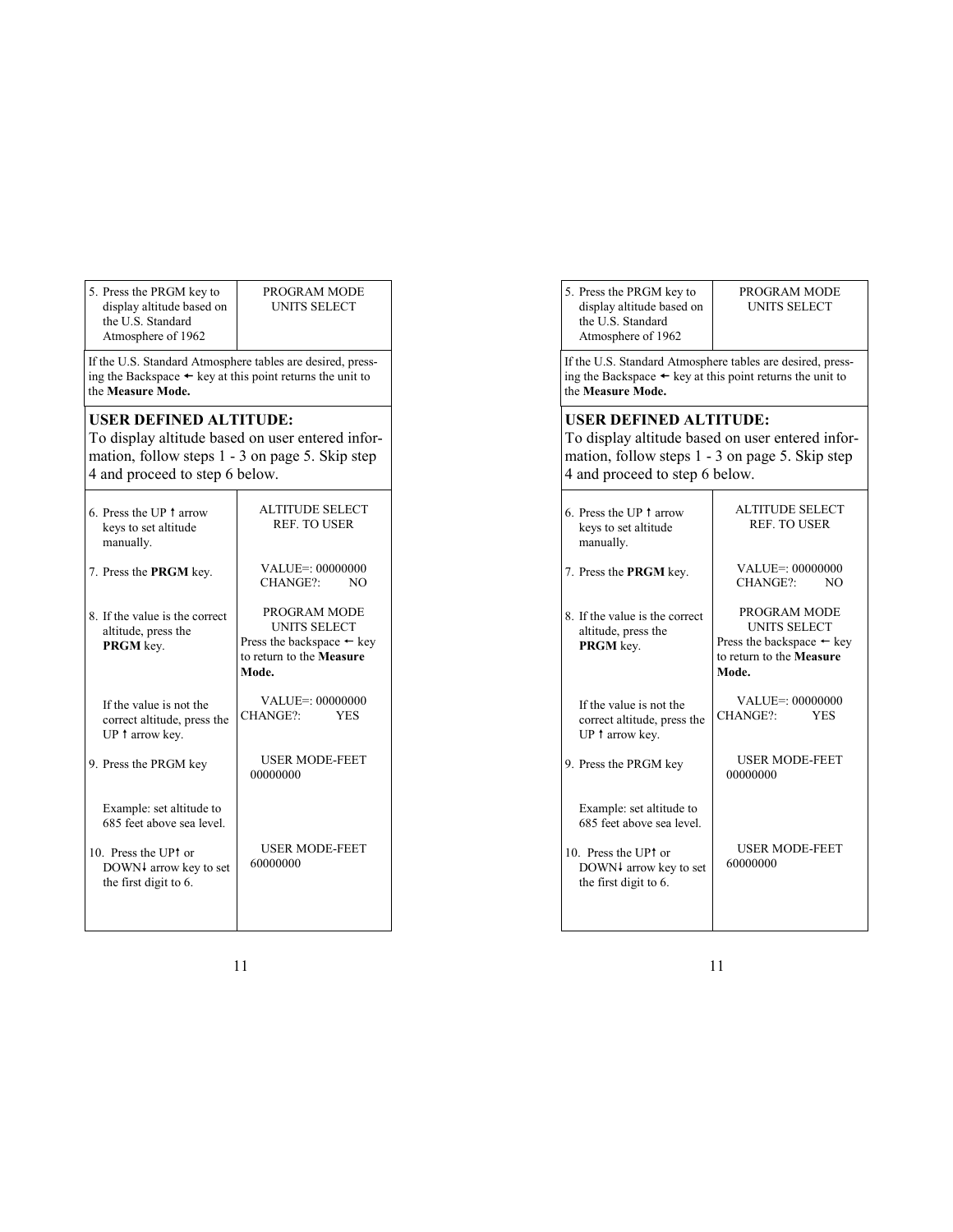| | |
|---|---|
| 5. Press the PRGM key to display altitude based on the U.S. Standard Atmosphere of 1962 | PROGRAM MODE<br>UNITS SELECT |

If the U.S. Standard Atmosphere tables are desired, pressing the Backspace ← key at this point returns the unit to the **Measure Mode.**

**USER DEFINED ALTITUDE:**
To display altitude based on user entered information, follow steps 1 - 3 on page 5. Skip step 4 and proceed to step 6 below.

| | |
|---|---|
| 6. Press the UP ↑ arrow keys to set altitude manually. | ALTITUDE SELECT<br>REF. TO USER |
| 7. Press the **PRGM** key. | VALUE=: 00000000<br>CHANGE?: NO |
| 8. If the value is the correct altitude, press the **PRGM** key. | PROGRAM MODE<br>UNITS SELECT<br>Press the backspace ← key to return to the **Measure Mode.** |
| If the value is not the correct altitude, press the UP ↑ arrow key. | VALUE=: 00000000<br>CHANGE?: YES |
| 9. Press the PRGM key | USER MODE-FEET<br>00000000 |
| Example: set altitude to 685 feet above sea level. | |
| 10. Press the UP↑ or DOWN↓ arrow key to set the first digit to 6. | USER MODE-FEET<br>60000000 |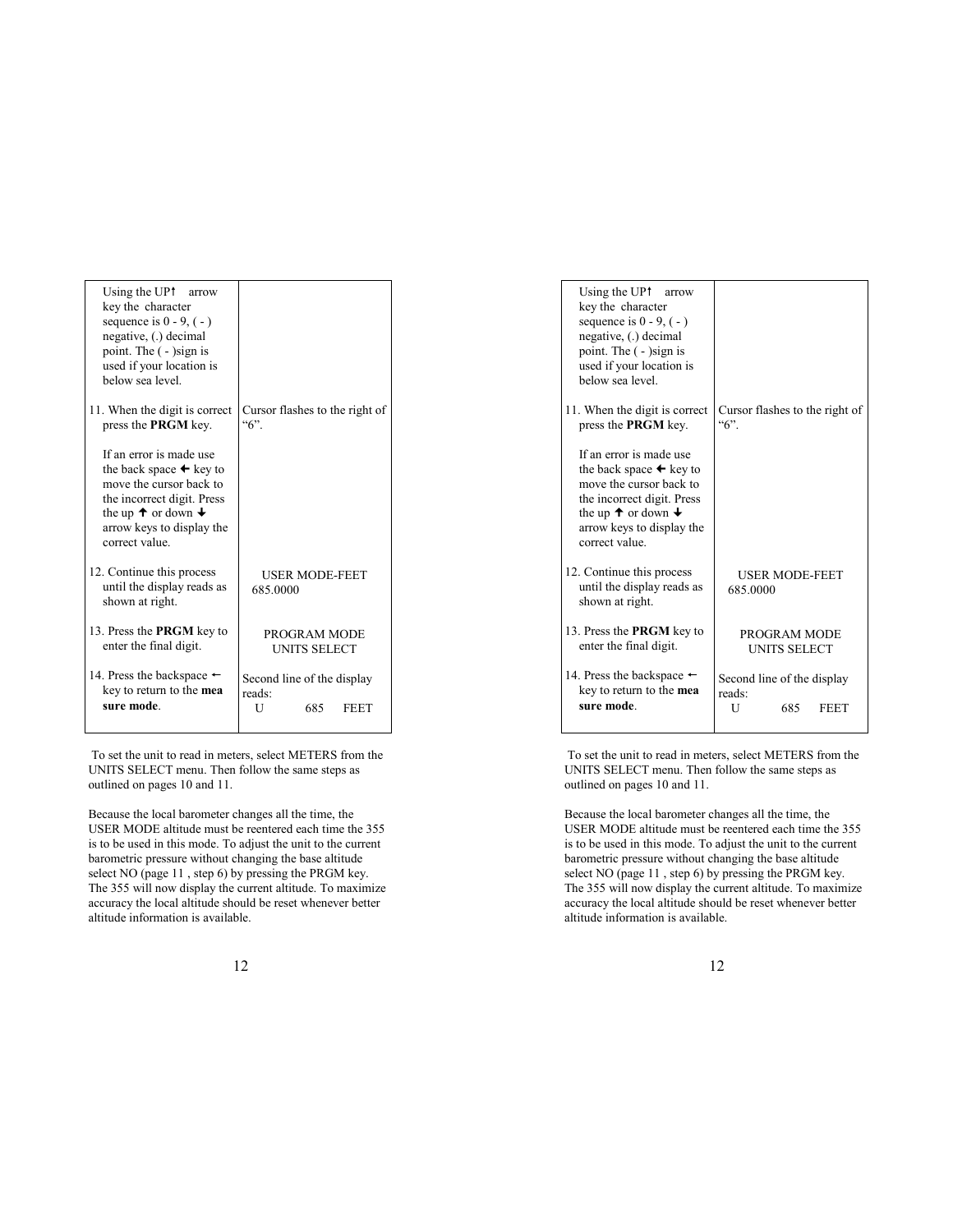| | |
|---|---|
| Using the UP↑ arrow key the character sequence is 0 - 9, ( - ) negative, (.) decimal point. The ( - )sign is used if your location is below sea level. | |
| 11. When the digit is correct press the **PRGM** key.<br><br>If an error is made use the back space ← key to move the cursor back to the incorrect digit. Press the up ↑ or down ↓ arrow keys to display the correct value. | Cursor flashes to the right of "6". |
| 12. Continue this process until the display reads as shown at right. | USER MODE-FEET<br>685.0000 |
| 13. Press the **PRGM** key to enter the final digit. | PROGRAM MODE<br>UNITS SELECT |
| 14. Press the backspace ← key to return to the **mea sure mode**. | Second line of the display reads:<br>U 685 FEET |

To set the unit to read in meters, select METERS from the UNITS SELECT menu. Then follow the same steps as outlined on pages 10 and 11.

Because the local barometer changes all the time, the USER MODE altitude must be reentered each time the 355 is to be used in this mode. To adjust the unit to the current barometric pressure without changing the base altitude select NO (page 11 , step 6) by pressing the PRGM key. The 355 will now display the current altitude. To maximize accuracy the local altitude should be reset whenever better altitude information is available.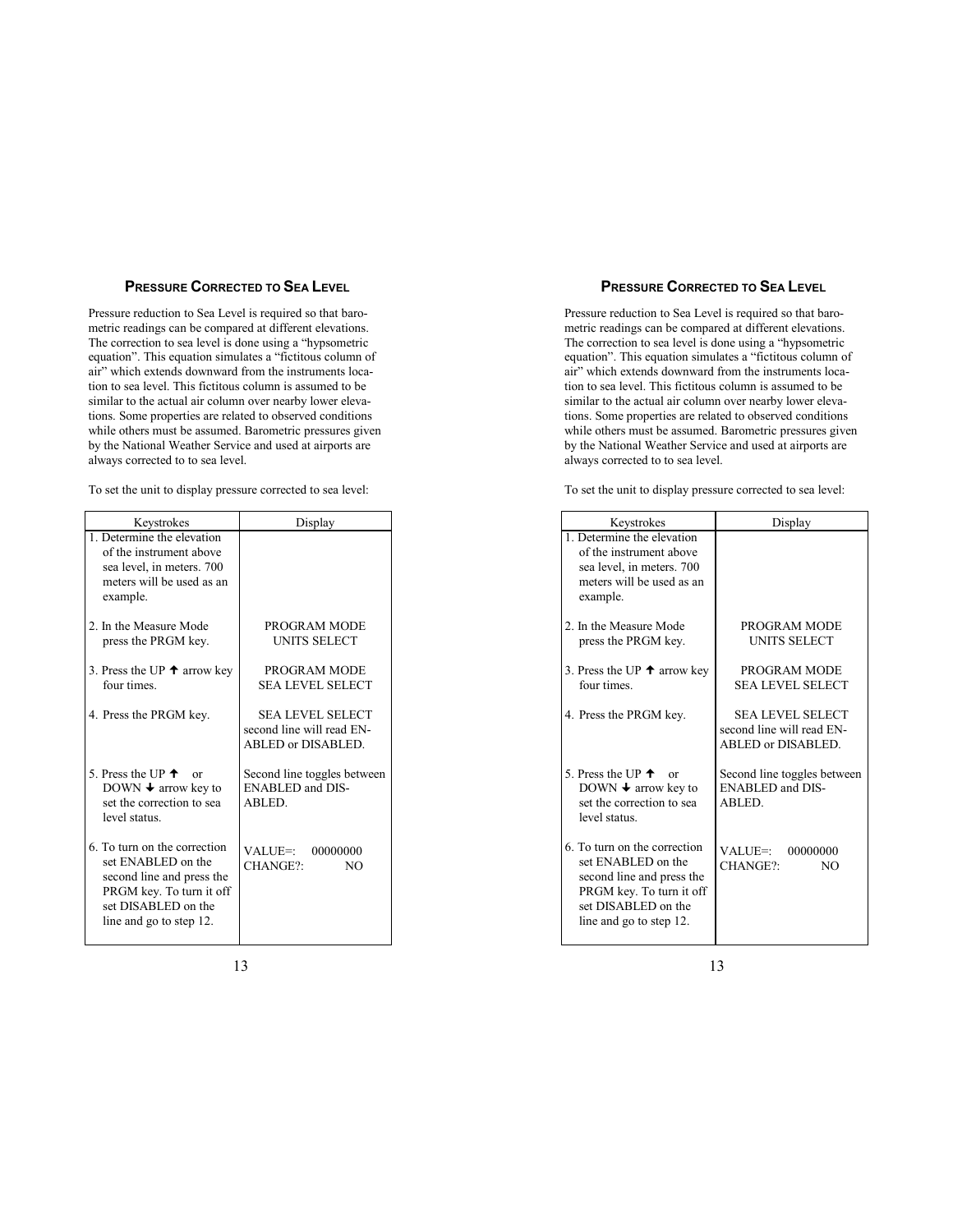## Pressure Corrected to Sea Level

Pressure reduction to Sea Level is required so that barometric readings can be compared at different elevations. The correction to sea level is done using a "hypsometric equation". This equation simulates a "fictitous column of air" which extends downward from the instruments location to sea level. This fictitous column is assumed to be similar to the actual air column over nearby lower elevations. Some properties are related to observed conditions while others must be assumed. Barometric pressures given by the National Weather Service and used at airports are always corrected to to sea level.

To set the unit to display pressure corrected to sea level:

| Keystrokes | Display |
|---|---|
| 1. Determine the elevation of the instrument above sea level, in meters. 700 meters will be used as an example. | |
| 2. In the Measure Mode press the PRGM key. | PROGRAM MODE<br>UNITS SELECT |
| 3. Press the UP ↑ arrow key four times. | PROGRAM MODE<br>SEA LEVEL SELECT |
| 4. Press the PRGM key. | SEA LEVEL SELECT<br>second line will read ENABLED or DISABLED. |
| 5. Press the UP ↑ or DOWN ↓ arrow key to set the correction to sea level status. | Second line toggles between ENABLED and DISABLED. |
| 6. To turn on the correction set ENABLED on the second line and press the PRGM key. To turn it off set DISABLED on the line and go to step 12. | VALUE=: 00000000<br>CHANGE?: NO |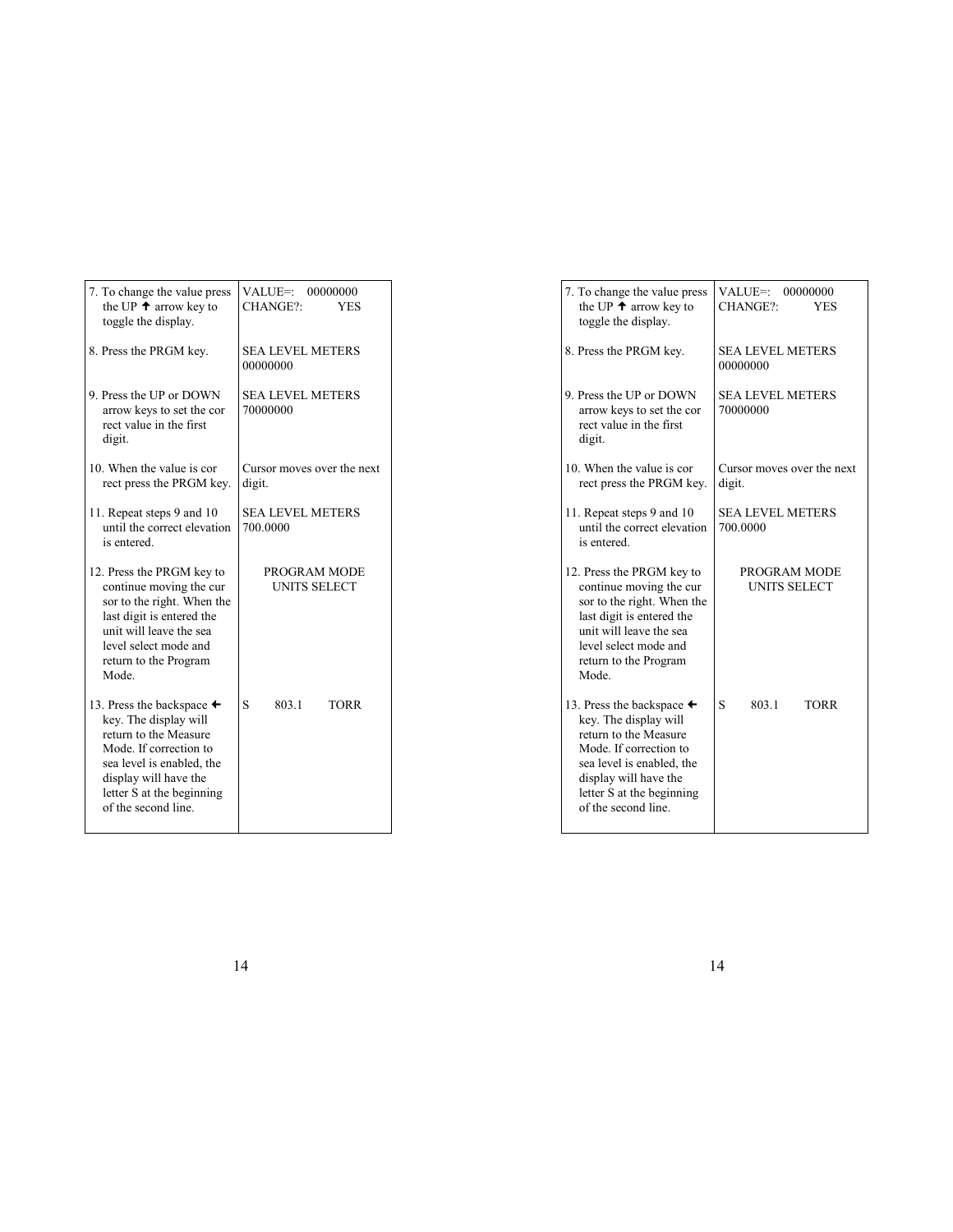| | |
|---|---|
| 7. To change the value press the UP 🡩 arrow key to toggle the display. | VALUE=: 00000000<br>CHANGE?: YES |
| 8. Press the PRGM key. | SEA LEVEL METERS<br>00000000 |
| 9. Press the UP or DOWN arrow keys to set the correct value in the first digit. | SEA LEVEL METERS<br>70000000 |
| 10. When the value is correct press the PRGM key. | Cursor moves over the next digit. |
| 11. Repeat steps 9 and 10 until the correct elevation is entered. | SEA LEVEL METERS<br>700.0000 |
| 12. Press the PRGM key to continue moving the cursor to the right. When the last digit is entered the unit will leave the sea level select mode and return to the Program Mode. | PROGRAM MODE<br>UNITS SELECT |
| 13. Press the backspace 🡨 key. The display will return to the Measure Mode. If correction to sea level is enabled, the display will have the letter S at the beginning of the second line. | S 803.1 TORR |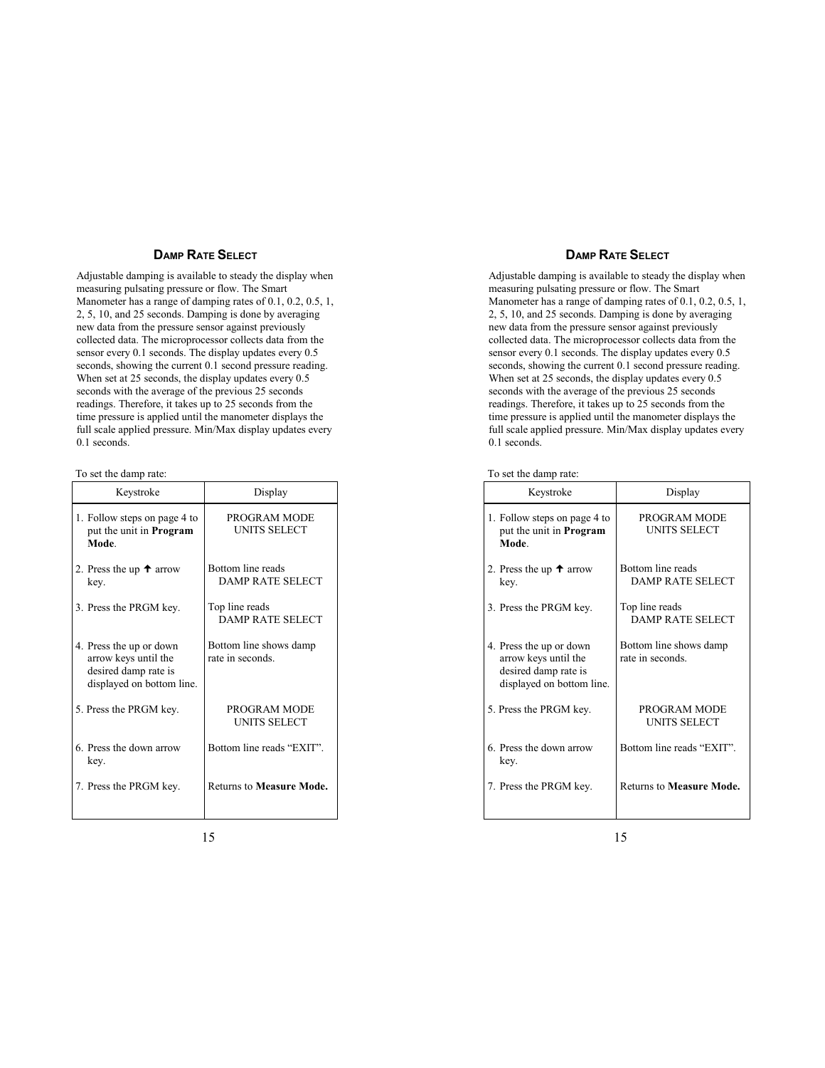## DAMP RATE SELECT

Adjustable damping is available to steady the display when measuring pulsating pressure or flow. The Smart Manometer has a range of damping rates of 0.1, 0.2, 0.5, 1, 2, 5, 10, and 25 seconds. Damping is done by averaging new data from the pressure sensor against previously collected data. The microprocessor collects data from the sensor every 0.1 seconds. The display updates every 0.5 seconds, showing the current 0.1 second pressure reading. When set at 25 seconds, the display updates every 0.5 seconds with the average of the previous 25 seconds readings. Therefore, it takes up to 25 seconds from the time pressure is applied until the manometer displays the full scale applied pressure. Min/Max display updates every 0.1 seconds.

To set the damp rate:

| Keystroke | Display |
|---|---|
| 1. Follow steps on page 4 to put the unit in **Program Mode**. | PROGRAM MODE UNITS SELECT |
| 2. Press the up ↑ arrow key. | Bottom line reads DAMP RATE SELECT |
| 3. Press the PRGM key. | Top line reads DAMP RATE SELECT |
| 4. Press the up or down arrow keys until the desired damp rate is displayed on bottom line. | Bottom line shows damp rate in seconds. |
| 5. Press the PRGM key. | PROGRAM MODE UNITS SELECT |
| 6. Press the down arrow key. | Bottom line reads “EXIT”. |
| 7. Press the PRGM key. | Returns to **Measure Mode.** |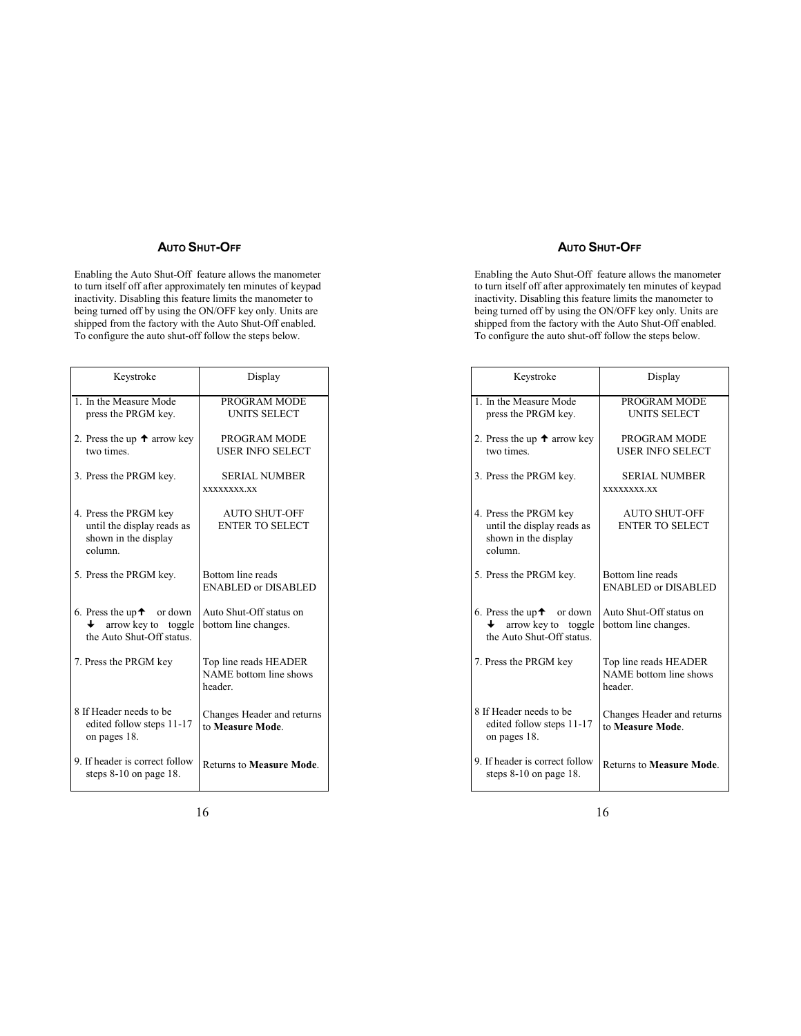## AUTO SHUT-OFF

Enabling the Auto Shut-Off feature allows the manometer to turn itself off after approximately ten minutes of keypad inactivity. Disabling this feature limits the manometer to being turned off by using the ON/OFF key only. Units are shipped from the factory with the Auto Shut-Off enabled. To configure the auto shut-off follow the steps below.

| Keystroke | Display |
|---|---|
| 1. In the Measure Mode press the PRGM key. | PROGRAM MODE UNITS SELECT |
| 2. Press the up ↑ arrow key two times. | PROGRAM MODE USER INFO SELECT |
| 3. Press the PRGM key. | SERIAL NUMBER xxxxxxxx.xx |
| 4. Press the PRGM key until the display reads as shown in the display column. | AUTO SHUT-OFF ENTER TO SELECT |
| 5. Press the PRGM key. | Bottom line reads ENABLED or DISABLED |
| 6. Press the up ↑ or down ↓ arrow key to toggle the Auto Shut-Off status. | Auto Shut-Off status on bottom line changes. |
| 7. Press the PRGM key | Top line reads HEADER NAME bottom line shows header. |
| 8 If Header needs to be edited follow steps 11-17 on pages 18. | Changes Header and returns to **Measure Mode**. |
| 9. If header is correct follow steps 8-10 on page 18. | Returns to **Measure Mode**. |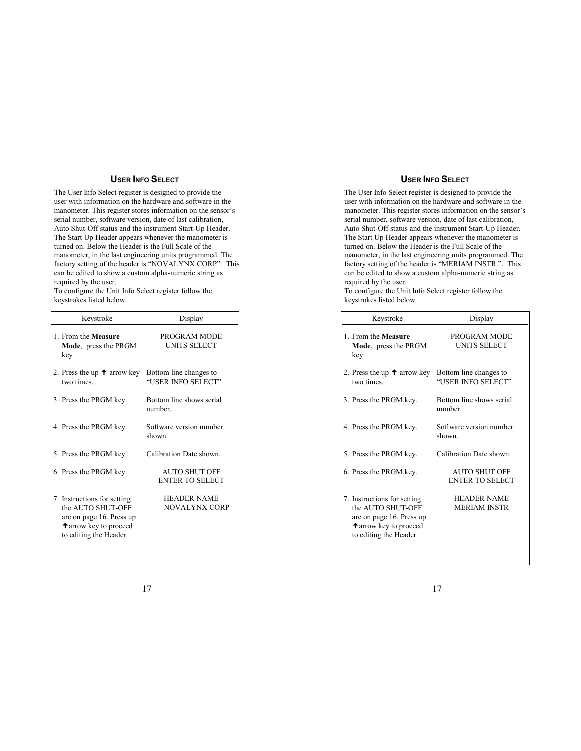## User Info Select

The User Info Select register is designed to provide the user with information on the hardware and software in the manometer. This register stores information on the sensor's serial number, software version, date of last calibration, Auto Shut-Off status and the instrument Start-Up Header. The Start Up Header appears whenever the manometer is turned on. Below the Header is the Full Scale of the manometer, in the last engineering units programmed. The factory setting of the header is "NOVALYNX CORP". This can be edited to show a custom alpha-numeric string as required by the user.
To configure the Unit Info Select register follow the keystrokes listed below.

| Keystroke | Display |
|---|---|
| 1. From the **Measure Mode**, press the PRGM key | PROGRAM MODE UNITS SELECT |
| 2. Press the up ↑ arrow key two times. | Bottom line changes to "USER INFO SELECT" |
| 3. Press the PRGM key. | Bottom line shows serial number. |
| 4. Press the PRGM key. | Software version number shown. |
| 5. Press the PRGM key. | Calibration Date shown. |
| 6. Press the PRGM key. | AUTO SHUT OFF ENTER TO SELECT |
| 7. Instructions for setting the AUTO SHUT-OFF are on page 16. Press up ↑arrow key to proceed to editing the Header. | HEADER NAME NOVALYNX CORP |

## User Info Select

The User Info Select register is designed to provide the user with information on the hardware and software in the manometer. This register stores information on the sensor's serial number, software version, date of last calibration, Auto Shut-Off status and the instrument Start-Up Header. The Start Up Header appears whenever the manometer is turned on. Below the Header is the Full Scale of the manometer, in the last engineering units programmed. The factory setting of the header is "MERIAM INSTR.". This can be edited to show a custom alpha-numeric string as required by the user.
To configure the Unit Info Select register follow the keystrokes listed below.

| Keystroke | Display |
|---|---|
| 1. From the **Measure Mode**, press the PRGM key | PROGRAM MODE UNITS SELECT |
| 2. Press the up ↑ arrow key two times. | Bottom line changes to "USER INFO SELECT" |
| 3. Press the PRGM key. | Bottom line shows serial number. |
| 4. Press the PRGM key. | Software version number shown. |
| 5. Press the PRGM key. | Calibration Date shown. |
| 6. Press the PRGM key. | AUTO SHUT OFF ENTER TO SELECT |
| 7. Instructions for setting the AUTO SHUT-OFF are on page 16. Press up ↑arrow key to proceed to editing the Header. | HEADER NAME MERIAM INSTR |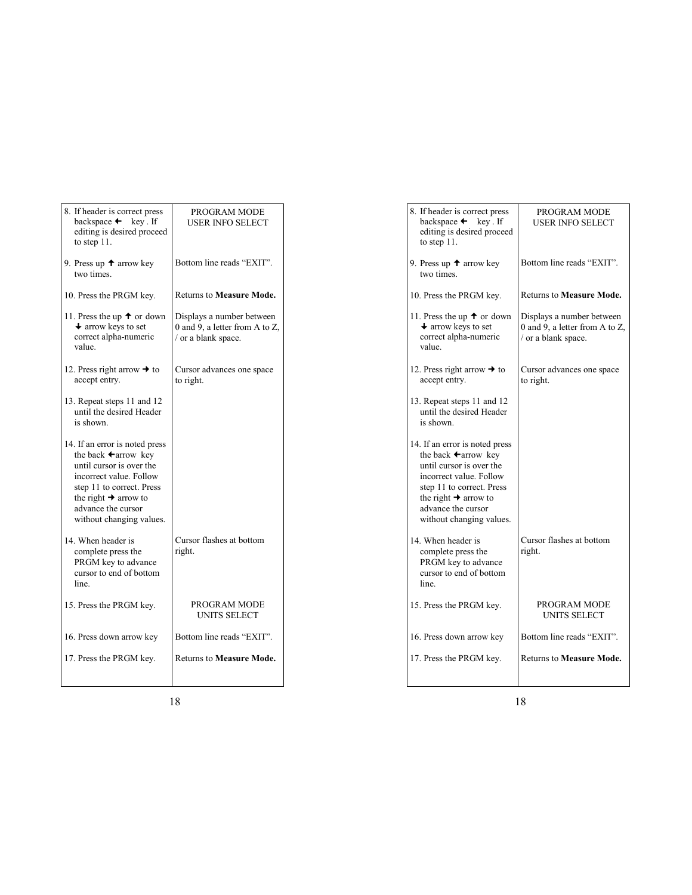| | |
|---|---|
| 8. If header is correct press backspace ← key . If editing is desired proceed to step 11. | PROGRAM MODE USER INFO SELECT |
| 9. Press up ↑ arrow key two times. | Bottom line reads “EXIT”. |
| 10. Press the PRGM key. | Returns to **Measure Mode.** |
| 11. Press the up ↑ or down ↓ arrow keys to set correct alpha-numeric value. | Displays a number between 0 and 9, a letter from A to Z, / or a blank space. |
| 12. Press right arrow → to accept entry. | Cursor advances one space to right. |
| 13. Repeat steps 11 and 12 until the desired Header is shown. | |
| 14. If an error is noted press the back ←arrow key until cursor is over the incorrect value. Follow step 11 to correct. Press the right → arrow to advance the cursor without changing values. | |
| 14. When header is complete press the PRGM key to advance cursor to end of bottom line. | Cursor flashes at bottom right. |
| 15. Press the PRGM key. | PROGRAM MODE UNITS SELECT |
| 16. Press down arrow key | Bottom line reads “EXIT”. |
| 17. Press the PRGM key. | Returns to **Measure Mode.** |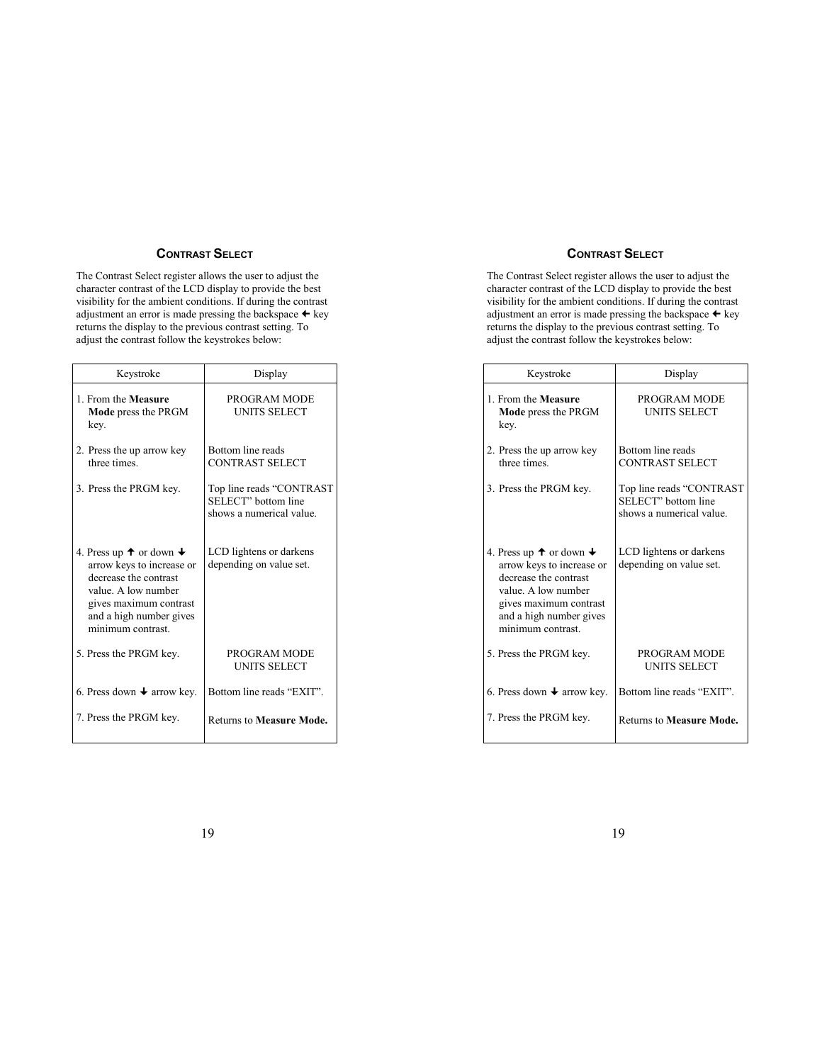## Contrast Select

The Contrast Select register allows the user to adjust the character contrast of the LCD display to provide the best visibility for the ambient conditions. If during the contrast adjustment an error is made pressing the backspace ← key returns the display to the previous contrast setting. To adjust the contrast follow the keystrokes below:

| Keystroke | Display |
|---|---|
| 1. From the **Measure Mode** press the PRGM key. | PROGRAM MODE UNITS SELECT |
| 2. Press the up arrow key three times. | Bottom line reads CONTRAST SELECT |
| 3. Press the PRGM key. | Top line reads "CONTRAST SELECT" bottom line shows a numerical value. |
| 4. Press up ↑ or down ↓ arrow keys to increase or decrease the contrast value. A low number gives maximum contrast and a high number gives minimum contrast. | LCD lightens or darkens depending on value set. |
| 5. Press the PRGM key. | PROGRAM MODE UNITS SELECT |
| 6. Press down ↓ arrow key. | Bottom line reads "EXIT". |
| 7. Press the PRGM key. | Returns to **Measure Mode.** |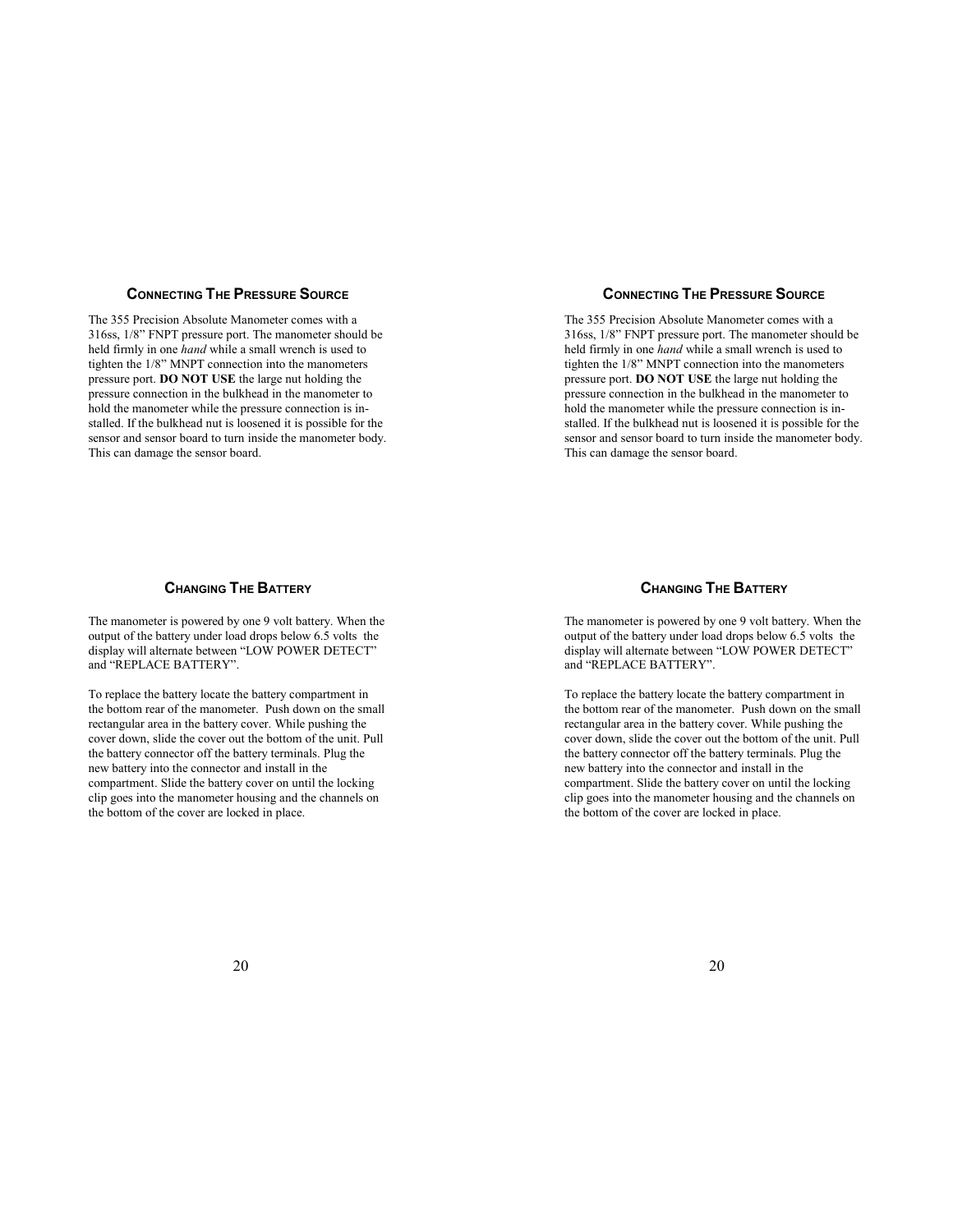## Connecting The Pressure Source

The 355 Precision Absolute Manometer comes with a 316ss, 1/8" FNPT pressure port. The manometer should be held firmly in one *hand* while a small wrench is used to tighten the 1/8" MNPT connection into the manometers pressure port. **DO NOT USE** the large nut holding the pressure connection in the bulkhead in the manometer to hold the manometer while the pressure connection is installed. If the bulkhead nut is loosened it is possible for the sensor and sensor board to turn inside the manometer body. This can damage the sensor board.

## Changing The Battery

The manometer is powered by one 9 volt battery. When the output of the battery under load drops below 6.5 volts the display will alternate between "LOW POWER DETECT" and "REPLACE BATTERY".

To replace the battery locate the battery compartment in the bottom rear of the manometer. Push down on the small rectangular area in the battery cover. While pushing the cover down, slide the cover out the bottom of the unit. Pull the battery connector off the battery terminals. Plug the new battery into the connector and install in the compartment. Slide the battery cover on until the locking clip goes into the manometer housing and the channels on the bottom of the cover are locked in place.

## Connecting The Pressure Source

The 355 Precision Absolute Manometer comes with a 316ss, 1/8" FNPT pressure port. The manometer should be held firmly in one *hand* while a small wrench is used to tighten the 1/8" MNPT connection into the manometers pressure port. **DO NOT USE** the large nut holding the pressure connection in the bulkhead in the manometer to hold the manometer while the pressure connection is installed. If the bulkhead nut is loosened it is possible for the sensor and sensor board to turn inside the manometer body. This can damage the sensor board.

## Changing The Battery

The manometer is powered by one 9 volt battery. When the output of the battery under load drops below 6.5 volts the display will alternate between "LOW POWER DETECT" and "REPLACE BATTERY".

To replace the battery locate the battery compartment in the bottom rear of the manometer. Push down on the small rectangular area in the battery cover. While pushing the cover down, slide the cover out the bottom of the unit. Pull the battery connector off the battery terminals. Plug the new battery into the connector and install in the compartment. Slide the battery cover on until the locking clip goes into the manometer housing and the channels on the bottom of the cover are locked in place.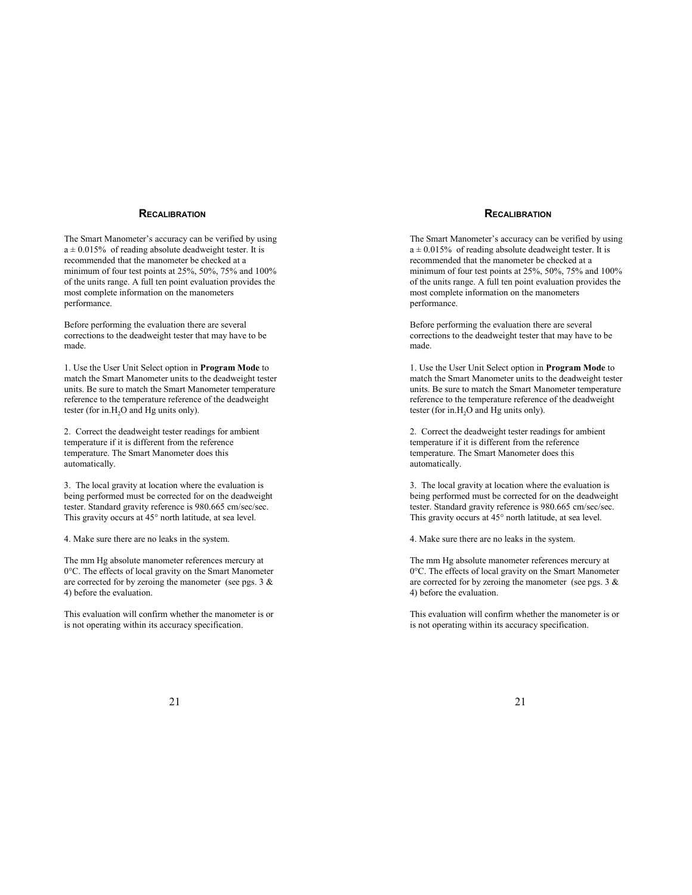## RECALIBRATION

The Smart Manometer's accuracy can be verified by using a ± 0.015% of reading absolute deadweight tester. It is recommended that the manometer be checked at a minimum of four test points at 25%, 50%, 75% and 100% of the units range. A full ten point evaluation provides the most complete information on the manometers performance.

Before performing the evaluation there are several corrections to the deadweight tester that may have to be made.

1. Use the User Unit Select option in **Program Mode** to match the Smart Manometer units to the deadweight tester units. Be sure to match the Smart Manometer temperature reference to the temperature reference of the deadweight tester (for in.$H_2O$ and Hg units only).

2. Correct the deadweight tester readings for ambient temperature if it is different from the reference temperature. The Smart Manometer does this automatically.

3. The local gravity at location where the evaluation is being performed must be corrected for on the deadweight tester. Standard gravity reference is 980.665 cm/sec/sec. This gravity occurs at 45° north latitude, at sea level.

4. Make sure there are no leaks in the system.

The mm Hg absolute manometer references mercury at 0°C. The effects of local gravity on the Smart Manometer are corrected for by zeroing the manometer (see pgs. 3 & 4) before the evaluation.

This evaluation will confirm whether the manometer is or is not operating within its accuracy specification.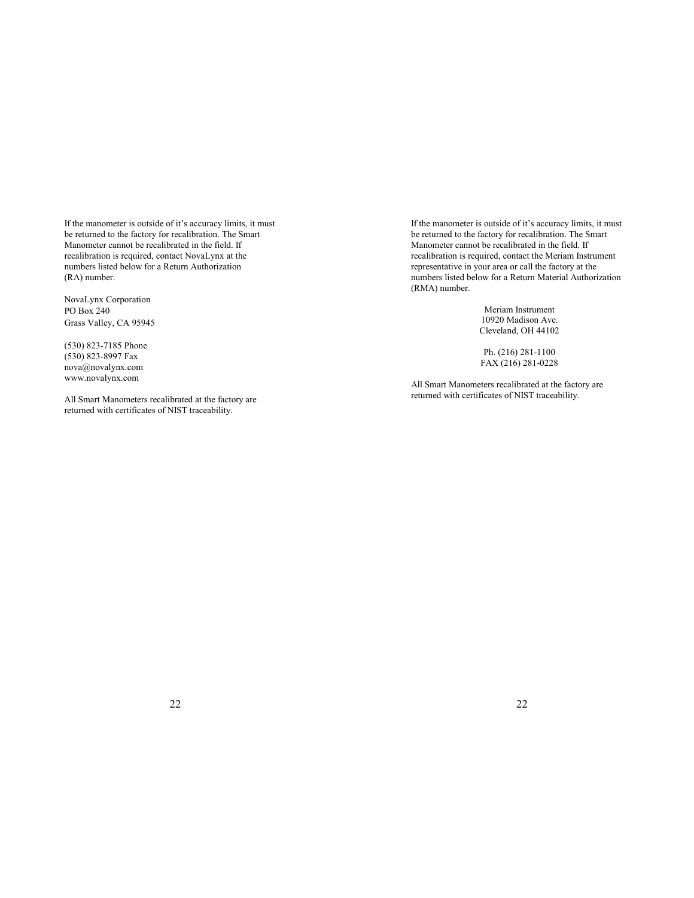If the manometer is outside of it's accuracy limits, it must be returned to the factory for recalibration. The Smart Manometer cannot be recalibrated in the field. If recalibration is required, contact NovaLynx at the numbers listed below for a Return Authorization (RA) number.

NovaLynx Corporation
PO Box 240
Grass Valley, CA 95945

(530) 823-7185 Phone
(530) 823-8997 Fax
nova@novalynx.com
www.novalynx.com

All Smart Manometers recalibrated at the factory are returned with certificates of NIST traceability.

If the manometer is outside of it's accuracy limits, it must be returned to the factory for recalibration. The Smart Manometer cannot be recalibrated in the field. If recalibration is required, contact the Meriam Instrument representative in your area or call the factory at the numbers listed below for a Return Material Authorization (RMA) number.

Meriam Instrument
10920 Madison Ave.
Cleveland, OH 44102

Ph. (216) 281-1100
FAX (216) 281-0228

All Smart Manometers recalibrated at the factory are returned with certificates of NIST traceability.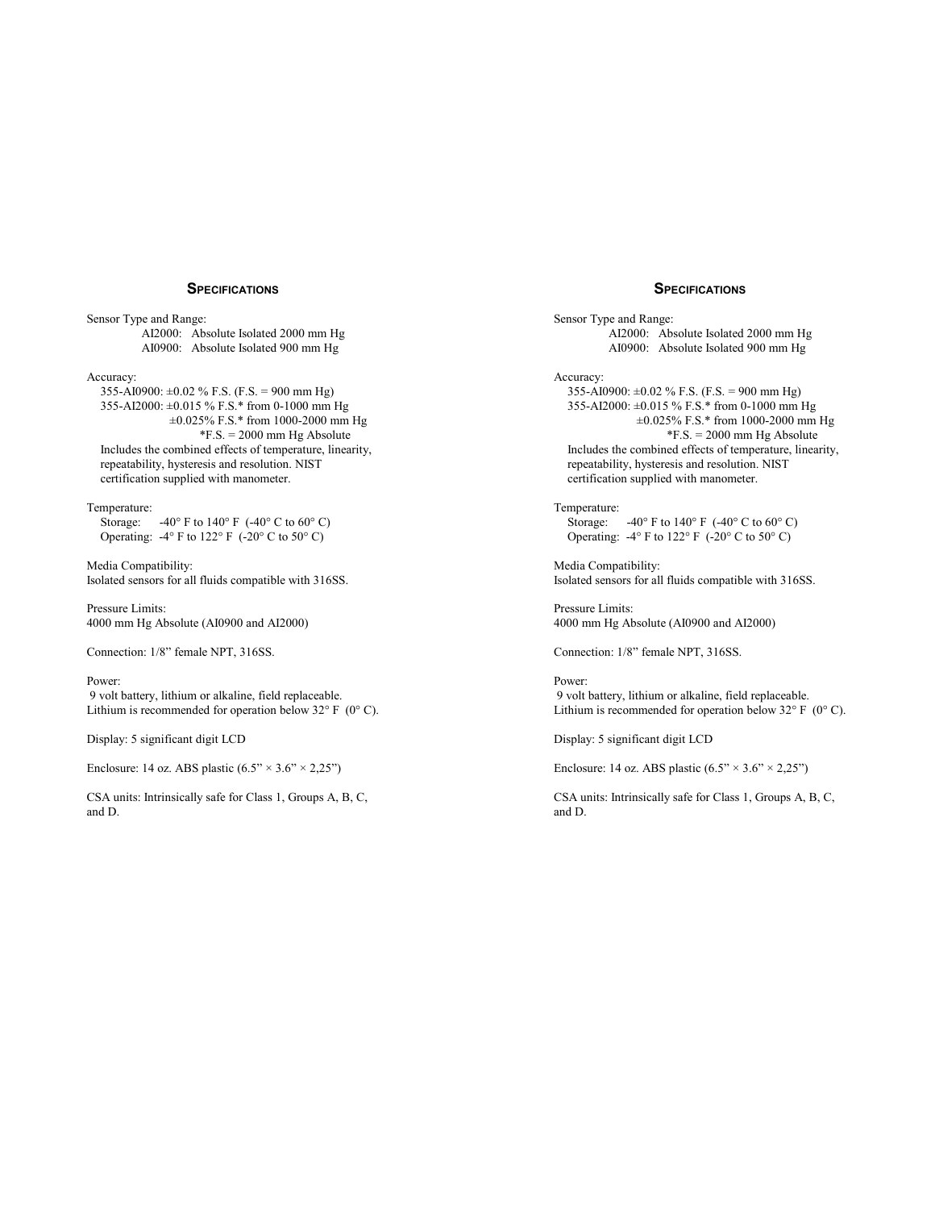## Specifications

Sensor Type and Range:

AI2000: Absolute Isolated 2000 mm Hg
AI0900: Absolute Isolated 900 mm Hg

Accuracy:

355-AI0900: ±0.02 % F.S. (F.S. = 900 mm Hg)
355-AI2000: ±0.015 % F.S.* from 0-1000 mm Hg
±0.025% F.S.* from 1000-2000 mm Hg
*F.S. = 2000 mm Hg Absolute

Includes the combined effects of temperature, linearity, repeatability, hysteresis and resolution. NIST certification supplied with manometer.

Temperature:

Storage: -40° F to 140° F (-40° C to 60° C)
Operating: -4° F to 122° F (-20° C to 50° C)

Media Compatibility:
Isolated sensors for all fluids compatible with 316SS.

Pressure Limits:
4000 mm Hg Absolute (AI0900 and AI2000)

Connection: 1/8” female NPT, 316SS.

Power:
9 volt battery, lithium or alkaline, field replaceable.
Lithium is recommended for operation below 32° F (0° C).

Display: 5 significant digit LCD

Enclosure: 14 oz. ABS plastic (6.5” × 3.6” × 2,25”)

CSA units: Intrinsically safe for Class 1, Groups A, B, C, and D.

## Specifications

Sensor Type and Range:

AI2000: Absolute Isolated 2000 mm Hg
AI0900: Absolute Isolated 900 mm Hg

Accuracy:

355-AI0900: ±0.02 % F.S. (F.S. = 900 mm Hg)
355-AI2000: ±0.015 % F.S.* from 0-1000 mm Hg
±0.025% F.S.* from 1000-2000 mm Hg
*F.S. = 2000 mm Hg Absolute

Includes the combined effects of temperature, linearity, repeatability, hysteresis and resolution. NIST certification supplied with manometer.

Temperature:

Storage: -40° F to 140° F (-40° C to 60° C)
Operating: -4° F to 122° F (-20° C to 50° C)

Media Compatibility:
Isolated sensors for all fluids compatible with 316SS.

Pressure Limits:
4000 mm Hg Absolute (AI0900 and AI2000)

Connection: 1/8” female NPT, 316SS.

Power:
9 volt battery, lithium or alkaline, field replaceable.
Lithium is recommended for operation below 32° F (0° C).

Display: 5 significant digit LCD

Enclosure: 14 oz. ABS plastic (6.5” × 3.6” × 2,25”)

CSA units: Intrinsically safe for Class 1, Groups A, B, C, and D.